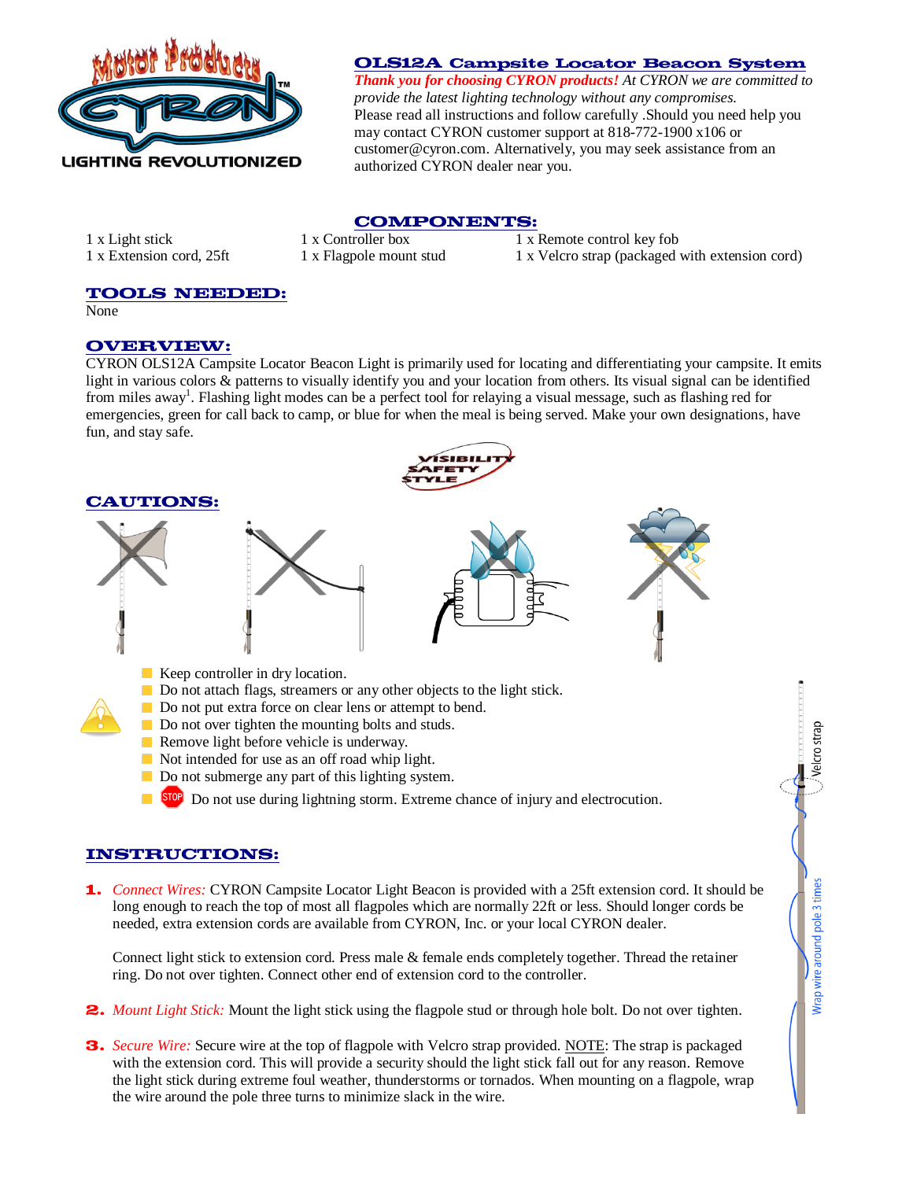# OLS12A Campsite Locator Beacon System

***Thank you for choosing CYRON products!** At CYRON we are committed to provide the latest lighting technology without any compromises.*

Please read all instructions and follow carefully .Should you need help you may contact CYRON customer support at 818-772-1900 x106 or customer@cyron.com. Alternatively, you may seek assistance from an authorized CYRON dealer near you.

## COMPONENTS:

| | | |
|---|---|---|
| 1 x Light stick | 1 x Controller box | 1 x Remote control key fob |
| 1 x Extension cord, 25ft | 1 x Flagpole mount stud | 1 x Velcro strap (packaged with extension cord) |

## TOOLS NEEDED:

None

## OVERVIEW:

CYRON OLS12A Campsite Locator Beacon Light is primarily used for locating and differentiating your campsite. It emits light in various colors & patterns to visually identify you and your location from others. Its visual signal can be identified from miles away[1]. Flashing light modes can be a perfect tool for relaying a visual message, such as flashing red for emergencies, green for call back to camp, or blue for when the meal is being served. Make your own designations, have fun, and stay safe.

## CAUTIONS:

- Keep controller in dry location.
- Do not attach flags, streamers or any other objects to the light stick.
- Do not put extra force on clear lens or attempt to bend.
- Do not over tighten the mounting bolts and studs.
- Remove light before vehicle is underway.
- Not intended for use as an off road whip light.
- Do not submerge any part of this lighting system.
- STOP Do not use during lightning storm. Extreme chance of injury and electrocution.

## INSTRUCTIONS:

1. *Connect Wires:* CYRON Campsite Locator Light Beacon is provided with a 25ft extension cord. It should be long enough to reach the top of most all flagpoles which are normally 22ft or less. Should longer cords be needed, extra extension cords are available from CYRON, Inc. or your local CYRON dealer.

   Connect light stick to extension cord. Press male & female ends completely together. Thread the retainer ring. Do not over tighten. Connect other end of extension cord to the controller.

2. *Mount Light Stick:* Mount the light stick using the flagpole stud or through hole bolt. Do not over tighten.

3. *Secure Wire:* Secure wire at the top of flagpole with Velcro strap provided. NOTE: The strap is packaged with the extension cord. This will provide a security should the light stick fall out for any reason. Remove the light stick during extreme foul weather, thunderstorms or tornados. When mounting on a flagpole, wrap the wire around the pole three turns to minimize slack in the wire.

Velcro strap

Wrap wire around pole 3 times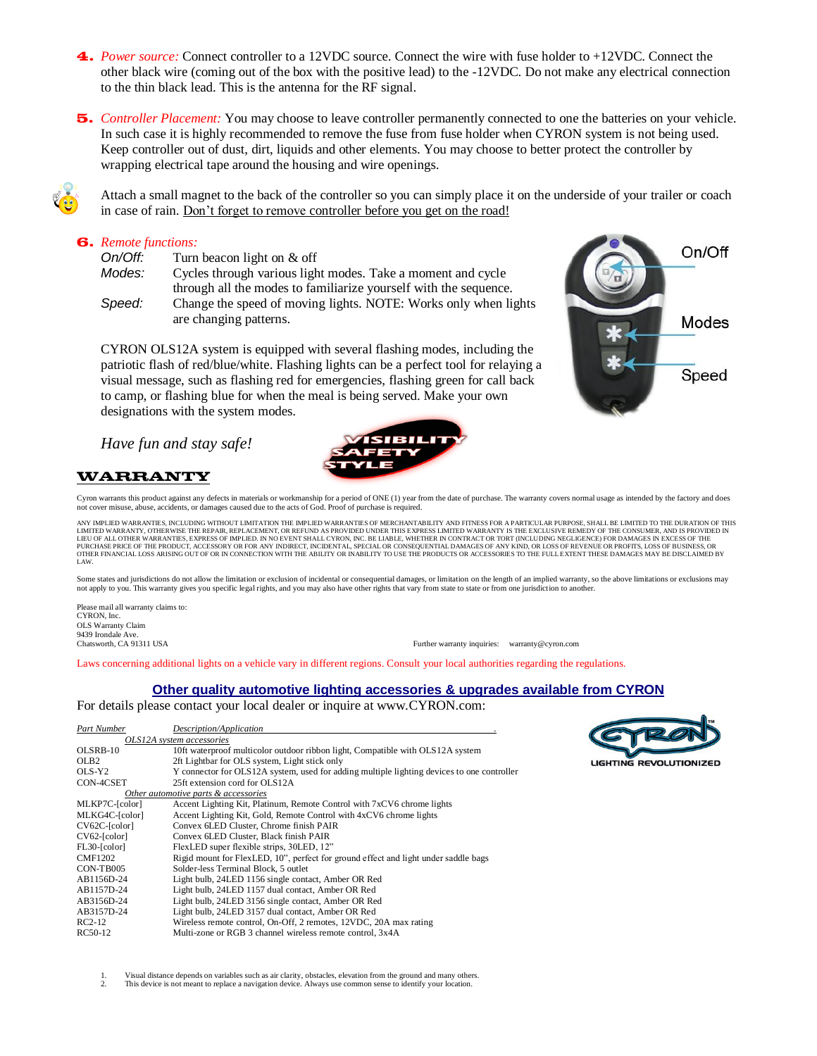**4.** *Power source:* Connect controller to a 12VDC source. Connect the wire with fuse holder to +12VDC. Connect the other black wire (coming out of the box with the positive lead) to the -12VDC. Do not make any electrical connection to the thin black lead. This is the antenna for the RF signal.

**5.** *Controller Placement:* You may choose to leave controller permanently connected to one the batteries on your vehicle. In such case it is highly recommended to remove the fuse from fuse holder when CYRON system is not being used. Keep controller out of dust, dirt, liquids and other elements. You may choose to better protect the controller by wrapping electrical tape around the housing and wire openings.

Attach a small magnet to the back of the controller so you can simply place it on the underside of your trailer or coach in case of rain. Don't forget to remove controller before you get on the road!

**6.** *Remote functions:*

| | |
|---|---|
| *On/Off:* | Turn beacon light on & off |
| *Modes:* | Cycles through various light modes. Take a moment and cycle through all the modes to familiarize yourself with the sequence. |
| *Speed:* | Change the speed of moving lights. NOTE: Works only when lights are changing patterns. |

On/Off

Modes

Speed

CYRON OLS12A system is equipped with several flashing modes, including the patriotic flash of red/blue/white. Flashing lights can be a perfect tool for relaying a visual message, such as flashing red for emergencies, flashing green for call back to camp, or flashing blue for when the meal is being served. Make your own designations with the system modes.

*Have fun and stay safe!*

VISIBILITY SAFETY STYLE

## WARRANTY

Cyron warrants this product against any defects in materials or workmanship for a period of ONE (1) year from the date of purchase. The warranty covers normal usage as intended by the factory and does not cover misuse, abuse, accidents, or damages caused due to the acts of God. Proof of purchase is required.

ANY IMPLIED WARRANTIES, INCLUDING WITHOUT LIMITATION THE IMPLIED WARRANTIES OF MERCHANTABILITY AND FITNESS FOR A PARTICULAR PURPOSE, SHALL BE LIMITED TO THE DURATION OF THIS LIMITED WARRANTY, OTHERWISE THE REPAIR, REPLACEMENT, OR REFUND AS PROVIDED UNDER THIS EXPRESS LIMITED WARRANTY IS THE EXCLUSIVE REMEDY OF THE CONSUMER, AND IS PROVIDED IN LIEU OF ALL OTHER WARRANTIES, EXPRESS OF IMPLIED. IN NO EVENT SHALL CYRON, INC. BE LIABLE, WHETHER IN CONTRACT OR TORT (INCLUDING NEGLIGENCE) FOR DAMAGES IN EXCESS OF THE PURCHASE PRICE OF THE PRODUCT, ACCESSORY OR FOR ANY INDIRECT, INCIDENTAL, SPECIAL OR CONSEQUENTIAL DAMAGES OF ANY KIND, OR LOSS OF REVENUE OR PROFITS, LOSS OF BUSINESS, OR OTHER FINANCIAL LOSS ARISING OUT OF OR IN CONNECTION WITH THE ABILITY OR INABILITY TO USE THE PRODUCTS OR ACCESSORIES TO THE FULL EXTENT THESE DAMAGES MAY BE DISCLAIMED BY LAW.

Some states and jurisdictions do not allow the limitation or exclusion of incidental or consequential damages, or limitation on the length of an implied warranty, so the above limitations or exclusions may not apply to you. This warranty gives you specific legal rights, and you may also have other rights that vary from state to state or from one jurisdiction to another.

Please mail all warranty claims to:
CYRON, Inc.
OLS Warranty Claim
9439 Irondale Ave.
Chatsworth, CA 91311 USA

Further warranty inquiries: warranty@cyron.com

Laws concerning additional lights on a vehicle vary in different regions. Consult your local authorities regarding the regulations.

## Other quality automotive lighting accessories & upgrades available from CYRON

For details please contact your local dealer or inquire at www.CYRON.com:

CYRON LIGHTING REVOLUTIONIZED

| *Part Number* | *Description/Application* |
|---|---|
| | *OLS12A system accessories* |
| OLSRB-10 | 10ft waterproof multicolor outdoor ribbon light, Compatible with OLS12A system |
| OLB2 | 2ft Lightbar for OLS system, Light stick only |
| OLS-Y2 | Y connector for OLS12A system, used for adding multiple lighting devices to one controller |
| CON-4CSET | 25ft extension cord for OLS12A |
| | *Other automotive parts & accessories* |
| MLKP7C-[color] | Accent Lighting Kit, Platinum, Remote Control with 7xCV6 chrome lights |
| MLKG4C-[color] | Accent Lighting Kit, Gold, Remote Control with 4xCV6 chrome lights |
| CV62C-[color] | Convex 6LED Cluster, Chrome finish PAIR |
| CV62-[color] | Convex 6LED Cluster, Black finish PAIR |
| FL30-[color] | FlexLED super flexible strips, 30LED, 12" |
| CMF1202 | Rigid mount for FlexLED, 10", perfect for ground effect and light under saddle bags |
| CON-TB005 | Solder-less Terminal Block, 5 outlet |
| AB1156D-24 | Light bulb, 24LED 1156 single contact, Amber OR Red |
| AB1157D-24 | Light bulb, 24LED 1157 dual contact, Amber OR Red |
| AB3156D-24 | Light bulb, 24LED 3156 single contact, Amber OR Red |
| AB3157D-24 | Light bulb, 24LED 3157 dual contact, Amber OR Red |
| RC2-12 | Wireless remote control, On-Off, 2 remotes, 12VDC, 20A max rating |
| RC50-12 | Multi-zone or RGB 3 channel wireless remote control, 3x4A |

1. Visual distance depends on variables such as air clarity, obstacles, elevation from the ground and many others.
2. This device is not meant to replace a navigation device. Always use common sense to identify your location.